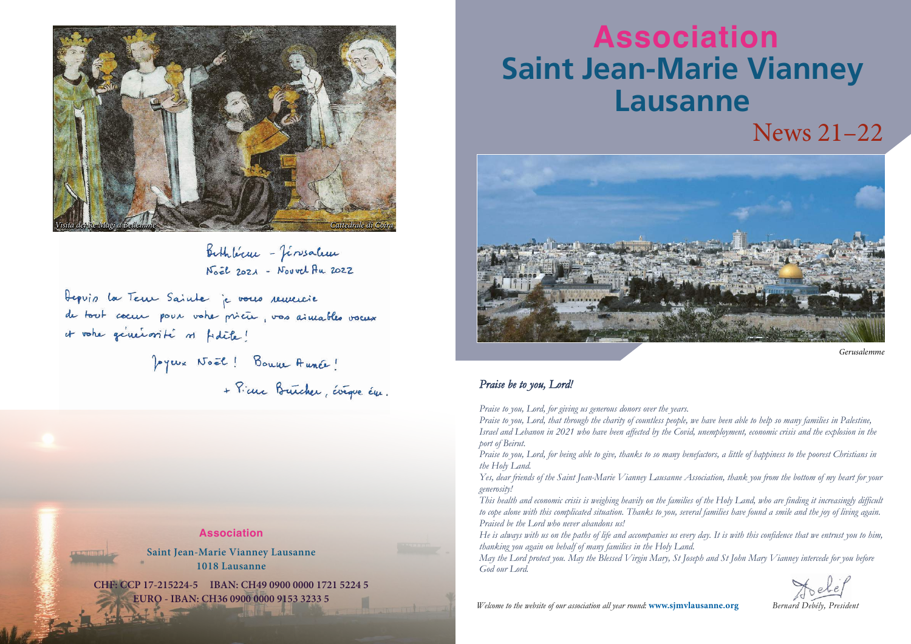Visita dei Re Magi a Betlemme — Cattedrale di Coira

Bethléem - Jérusalem
Noël 2021 - Nouvel An 2022

Depuis la Terre Sainte je vous remercie de tout cœur pour votre prière, vos aimables vœux et votre générosité si fidèle!

Joyeux Noël! Bonne Année!

+ Pierre Bürcher, évêque ém.

**Association**

**Saint Jean-Marie Vianney Lausanne**
**1018 Lausanne**

**CHF: CCP 17-215224-5 IBAN: CH49 0900 0000 1721 5224 5**
**EURO - IBAN: CH36 0900 0000 9153 3233 5**

# Association Saint Jean-Marie Vianney Lausanne

## News 21–22

Gerusalemme

### *Praise be to you, Lord!*

*Praise to you, Lord, for giving us generous donors over the years.*

*Praise to you, Lord, that through the charity of countless people, we have been able to help so many families in Palestine, Israel and Lebanon in 2021 who have been affected by the Covid, unemployment, economic crisis and the explosion in the port of Beirut.*

*Praise to you, Lord, for being able to give, thanks to so many benefactors, a little of happiness to the poorest Christians in the Holy Land.*

*Yes, dear friends of the Saint Jean-Marie Vianney Lausanne Association, thank you from the bottom of my heart for your generosity!*

*This health and economic crisis is weighing heavily on the families of the Holy Land, who are finding it increasingly difficult to cope alone with this complicated situation. Thanks to you, several families have found a smile and the joy of living again. Praised be the Lord who never abandons us!*

*He is always with us on the paths of life and accompanies us every day. It is with this confidence that we entrust you to him, thanking you again on behalf of many families in the Holy Land.*

*May the Lord protect you. May the Blessed Virgin Mary, St Joseph and St John Mary Vianney intercede for you before God our Lord.*

*Welcome to the website of our association all year round:* **www.sjmvlausanne.org**

*Bernard Debély, President*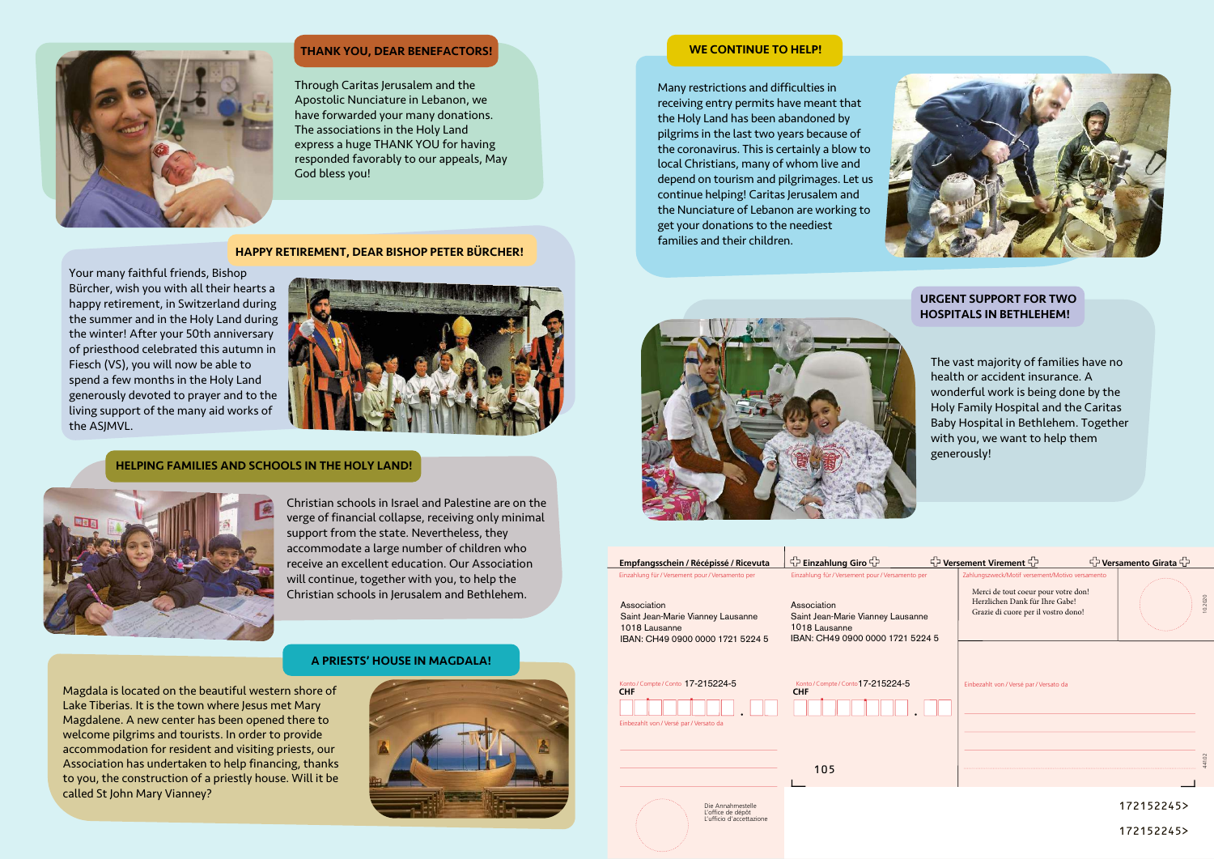## THANK YOU, DEAR BENEFACTORS!

Through Caritas Jerusalem and the Apostolic Nunciature in Lebanon, we have forwarded your many donations. The associations in the Holy Land express a huge THANK YOU for having responded favorably to our appeals, May God bless you!

## HAPPY RETIREMENT, DEAR BISHOP PETER BÜRCHER!

Your many faithful friends, Bishop Bürcher, wish you with all their hearts a happy retirement, in Switzerland during the summer and in the Holy Land during the winter! After your 50th anniversary of priesthood celebrated this autumn in Fiesch (VS), you will now be able to spend a few months in the Holy Land generously devoted to prayer and to the living support of the many aid works of the ASJMVL.

## HELPING FAMILIES AND SCHOOLS IN THE HOLY LAND!

Christian schools in Israel and Palestine are on the verge of financial collapse, receiving only minimal support from the state. Nevertheless, they accommodate a large number of children who receive an excellent education. Our Association will continue, together with you, to help the Christian schools in Jerusalem and Bethlehem.

## A PRIESTS' HOUSE IN MAGDALA!

Magdala is located on the beautiful western shore of Lake Tiberias. It is the town where Jesus met Mary Magdalene. A new center has been opened there to welcome pilgrims and tourists. In order to provide accommodation for resident and visiting priests, our Association has undertaken to help financing, thanks to you, the construction of a priestly house. Will it be called St John Mary Vianney?

## WE CONTINUE TO HELP!

Many restrictions and difficulties in receiving entry permits have meant that the Holy Land has been abandoned by pilgrims in the last two years because of the coronavirus. This is certainly a blow to local Christians, many of whom live and depend on tourism and pilgrimages. Let us continue helping! Caritas Jerusalem and the Nunciature of Lebanon are working to get your donations to the neediest families and their children.

## URGENT SUPPORT FOR TWO HOSPITALS IN BETHLEHEM!

The vast majority of families have no health or accident insurance. A wonderful work is being done by the Holy Family Hospital and the Caritas Baby Hospital in Bethlehem. Together with you, we want to help them generously!

---

**Empfangsschein / Récépissé / Ricevuta**

Einzahlung für / Versement pour / Versamento per

Association
Saint Jean-Marie Vianney Lausanne
1018 Lausanne
IBAN: CH49 0900 0000 1721 5224 5

Konto / Compte / Conto 17-215224-5
CHF

Einbezahlt von / Versé par / Versato da

Die Annahmestelle
L'office de dépôt
L'ufficio d'accettazione

**Einzahlung Giro** **Versement Virement** **Versamento Girata**

Einzahlung für / Versement pour / Versamento per

Association
Saint Jean-Marie Vianney Lausanne
1018 Lausanne
IBAN: CH49 0900 0000 1721 5224 5

Konto / Compte / Conto 17-215224-5
CHF

105

Zahlungszweck/Motif versement/Motivo versamento

Merci de tout coeur pour votre don!
Herzlichen Dank für Ihre Gabe!
Grazie di cuore per il vostro dono!

Einbezahlt von / Versé par / Versato da

10.2020

44102

172152245>

172152245>